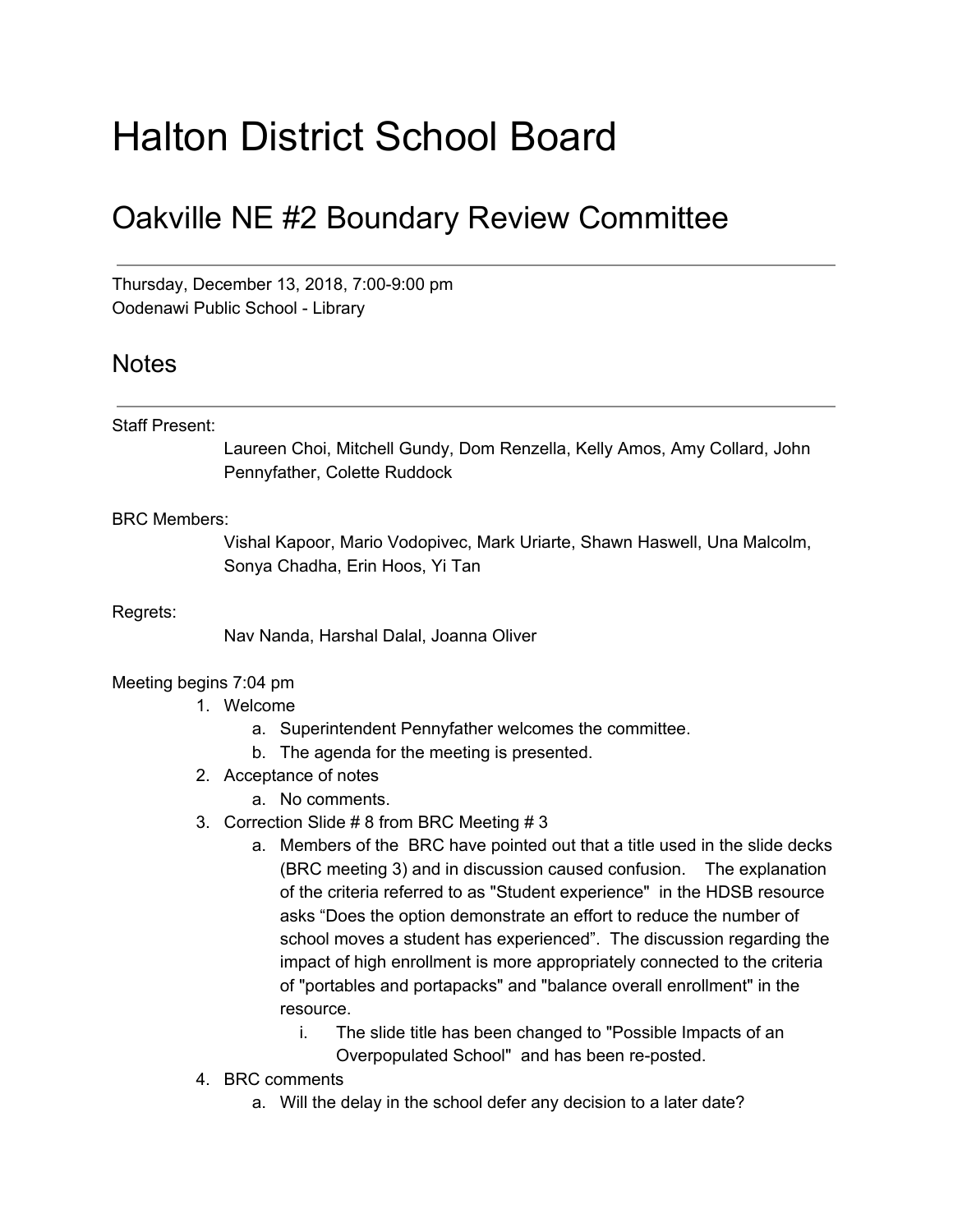# Halton District School Board

## Oakville NE #2 Boundary Review Committee

---

Thursday, December 13, 2018, 7:00-9:00 pm
Oodenawi Public School - Library

## Notes

---

Staff Present:

Laureen Choi, Mitchell Gundy, Dom Renzella, Kelly Amos, Amy Collard, John Pennyfather, Colette Ruddock

BRC Members:

Vishal Kapoor, Mario Vodopivec, Mark Uriarte, Shawn Haswell, Una Malcolm, Sonya Chadha, Erin Hoos, Yi Tan

Regrets:

Nav Nanda, Harshal Dalal, Joanna Oliver

Meeting begins 7:04 pm

1. Welcome
   a. Superintendent Pennyfather welcomes the committee.
   b. The agenda for the meeting is presented.
2. Acceptance of notes
   a. No comments.
3. Correction Slide # 8 from BRC Meeting # 3
   a. Members of the BRC have pointed out that a title used in the slide decks (BRC meeting 3) and in discussion caused confusion. The explanation of the criteria referred to as "Student experience" in the HDSB resource asks "Does the option demonstrate an effort to reduce the number of school moves a student has experienced". The discussion regarding the impact of high enrollment is more appropriately connected to the criteria of "portables and portapacks" and "balance overall enrollment" in the resource.
      i. The slide title has been changed to "Possible Impacts of an Overpopulated School" and has been re-posted.
4. BRC comments
   a. Will the delay in the school defer any decision to a later date?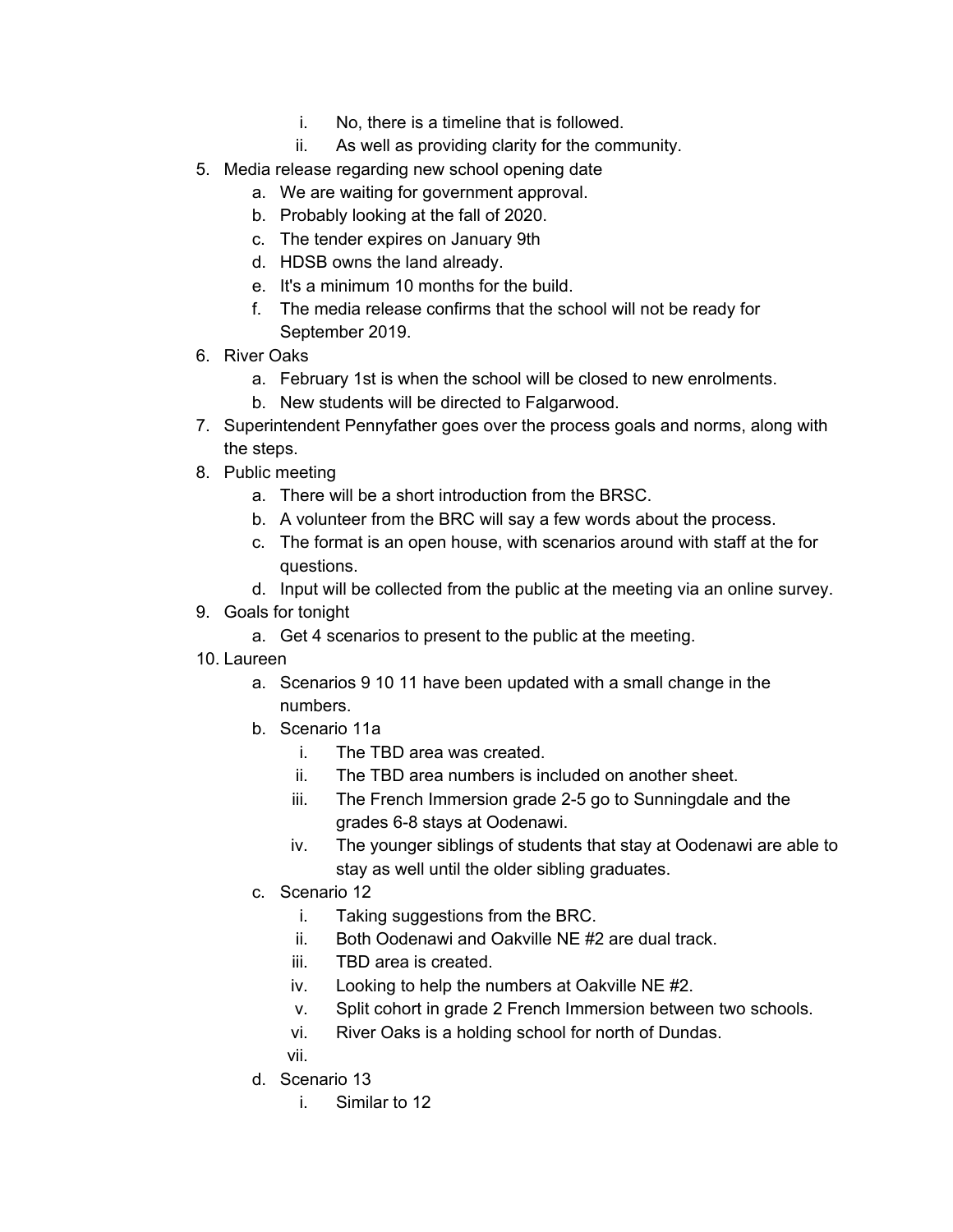i. No, there is a timeline that is followed.
        ii. As well as providing clarity for the community.

5. Media release regarding new school opening date
    a. We are waiting for government approval.
    b. Probably looking at the fall of 2020.
    c. The tender expires on January 9th
    d. HDSB owns the land already.
    e. It's a minimum 10 months for the build.
    f. The media release confirms that the school will not be ready for September 2019.
6. River Oaks
    a. February 1st is when the school will be closed to new enrolments.
    b. New students will be directed to Falgarwood.
7. Superintendent Pennyfather goes over the process goals and norms, along with the steps.
8. Public meeting
    a. There will be a short introduction from the BRSC.
    b. A volunteer from the BRC will say a few words about the process.
    c. The format is an open house, with scenarios around with staff at the for questions.
    d. Input will be collected from the public at the meeting via an online survey.
9. Goals for tonight
    a. Get 4 scenarios to present to the public at the meeting.
10. Laureen
    a. Scenarios 9 10 11 have been updated with a small change in the numbers.
    b. Scenario 11a
        i. The TBD area was created.
        ii. The TBD area numbers is included on another sheet.
        iii. The French Immersion grade 2-5 go to Sunningdale and the grades 6-8 stays at Oodenawi.
        iv. The younger siblings of students that stay at Oodenawi are able to stay as well until the older sibling graduates.
    c. Scenario 12
        i. Taking suggestions from the BRC.
        ii. Both Oodenawi and Oakville NE #2 are dual track.
        iii. TBD area is created.
        iv. Looking to help the numbers at Oakville NE #2.
        v. Split cohort in grade 2 French Immersion between two schools.
        vi. River Oaks is a holding school for north of Dundas.
        vii.
    d. Scenario 13
        i. Similar to 12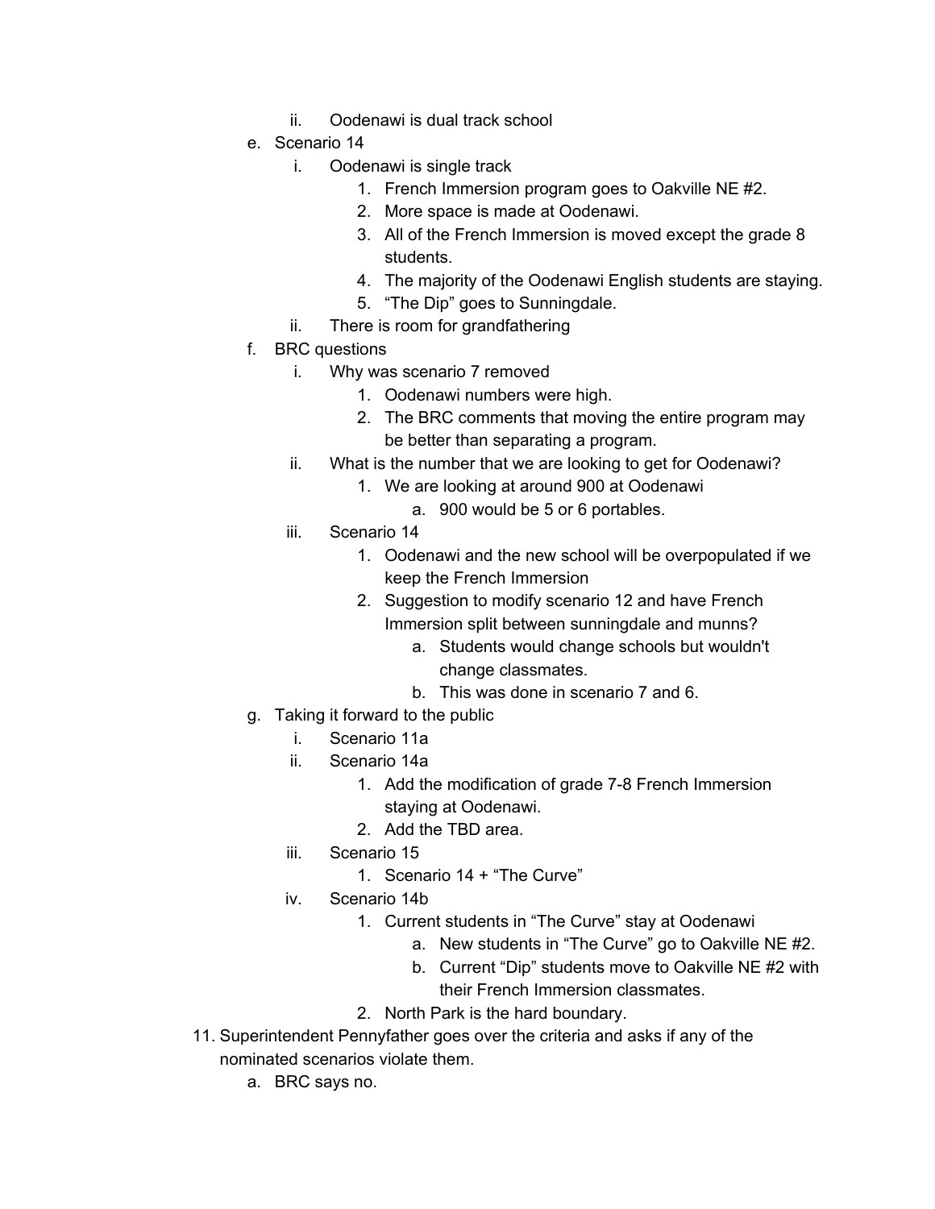- ii. Oodenawi is dual track school
- e. Scenario 14
   - i. Oodenawi is single track
      1. French Immersion program goes to Oakville NE #2.
      2. More space is made at Oodenawi.
      3. All of the French Immersion is moved except the grade 8 students.
      4. The majority of the Oodenawi English students are staying.
      5. “The Dip” goes to Sunningdale.
   - ii. There is room for grandfathering
- f. BRC questions
   - i. Why was scenario 7 removed
      1. Oodenawi numbers were high.
      2. The BRC comments that moving the entire program may be better than separating a program.
   - ii. What is the number that we are looking to get for Oodenawi?
      1. We are looking at around 900 at Oodenawi
         - a. 900 would be 5 or 6 portables.
   - iii. Scenario 14
      1. Oodenawi and the new school will be overpopulated if we keep the French Immersion
      2. Suggestion to modify scenario 12 and have French Immersion split between sunningdale and munns?
         - a. Students would change schools but wouldn't change classmates.
         - b. This was done in scenario 7 and 6.
- g. Taking it forward to the public
   - i. Scenario 11a
   - ii. Scenario 14a
      1. Add the modification of grade 7-8 French Immersion staying at Oodenawi.
      2. Add the TBD area.
   - iii. Scenario 15
      1. Scenario 14 + “The Curve”
   - iv. Scenario 14b
      1. Current students in “The Curve” stay at Oodenawi
         - a. New students in “The Curve” go to Oakville NE #2.
         - b. Current “Dip” students move to Oakville NE #2 with their French Immersion classmates.
      2. North Park is the hard boundary.

11. Superintendent Pennyfather goes over the criteria and asks if any of the nominated scenarios violate them.
    - a. BRC says no.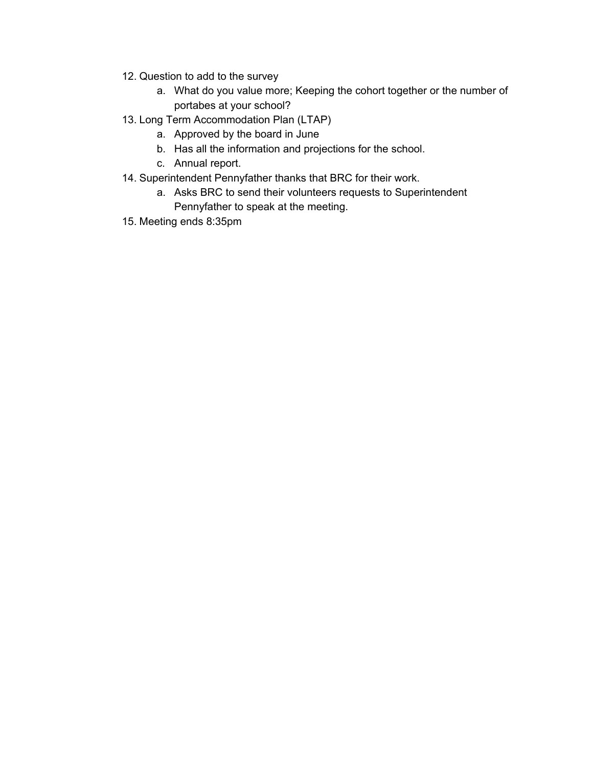12. Question to add to the survey
    a. What do you value more; Keeping the cohort together or the number of portabes at your school?
13. Long Term Accommodation Plan (LTAP)
    a. Approved by the board in June
    b. Has all the information and projections for the school.
    c. Annual report.
14. Superintendent Pennyfather thanks that BRC for their work.
    a. Asks BRC to send their volunteers requests to Superintendent Pennyfather to speak at the meeting.
15. Meeting ends 8:35pm